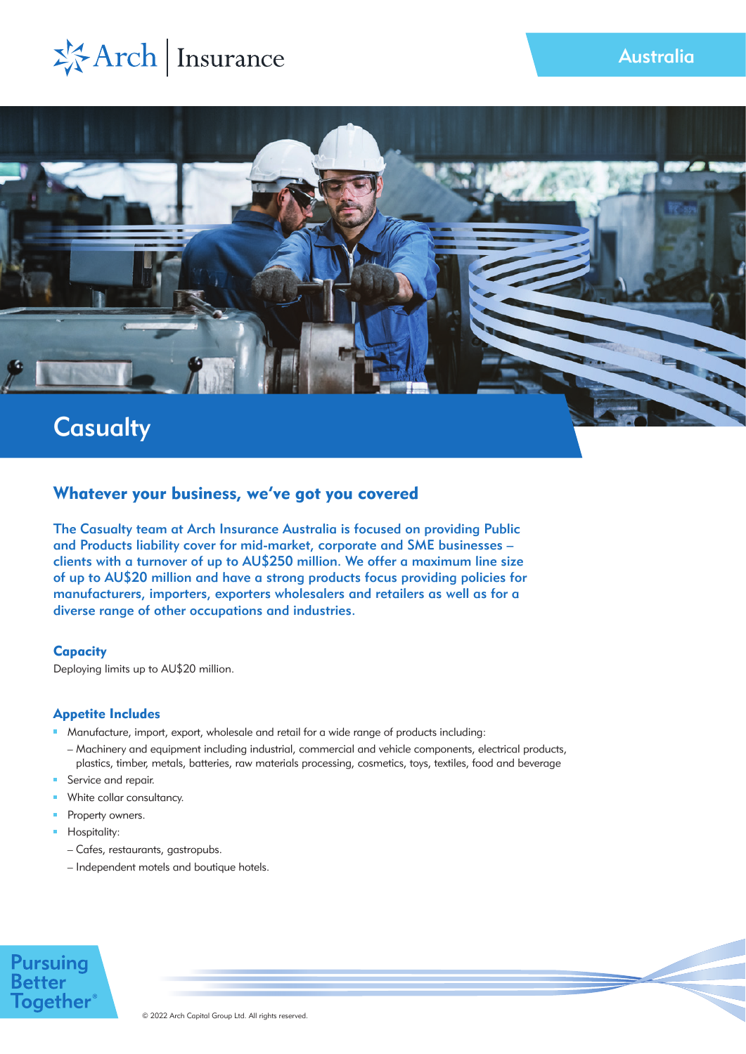Arch | Insurance

Australia

# Casualty

## Whatever your business, we've got you covered

**The Casualty team at Arch Insurance Australia is focused on providing Public and Products liability cover for mid-market, corporate and SME businesses – clients with a turnover of up to AU$250 million. We offer a maximum line size of up to AU$20 million and have a strong products focus providing policies for manufacturers, importers, exporters wholesalers and retailers as well as for a diverse range of other occupations and industries.**

### Capacity

Deploying limits up to AU$20 million.

### Appetite Includes

- Manufacture, import, export, wholesale and retail for a wide range of products including:
  - Machinery and equipment including industrial, commercial and vehicle components, electrical products, plastics, timber, metals, batteries, raw materials processing, cosmetics, toys, textiles, food and beverage
- Service and repair.
- White collar consultancy.
- Property owners.
- Hospitality:
  - Cafes, restaurants, gastropubs.
  - Independent motels and boutique hotels.

Pursuing Better Together®

© 2022 Arch Capital Group Ltd. All rights reserved.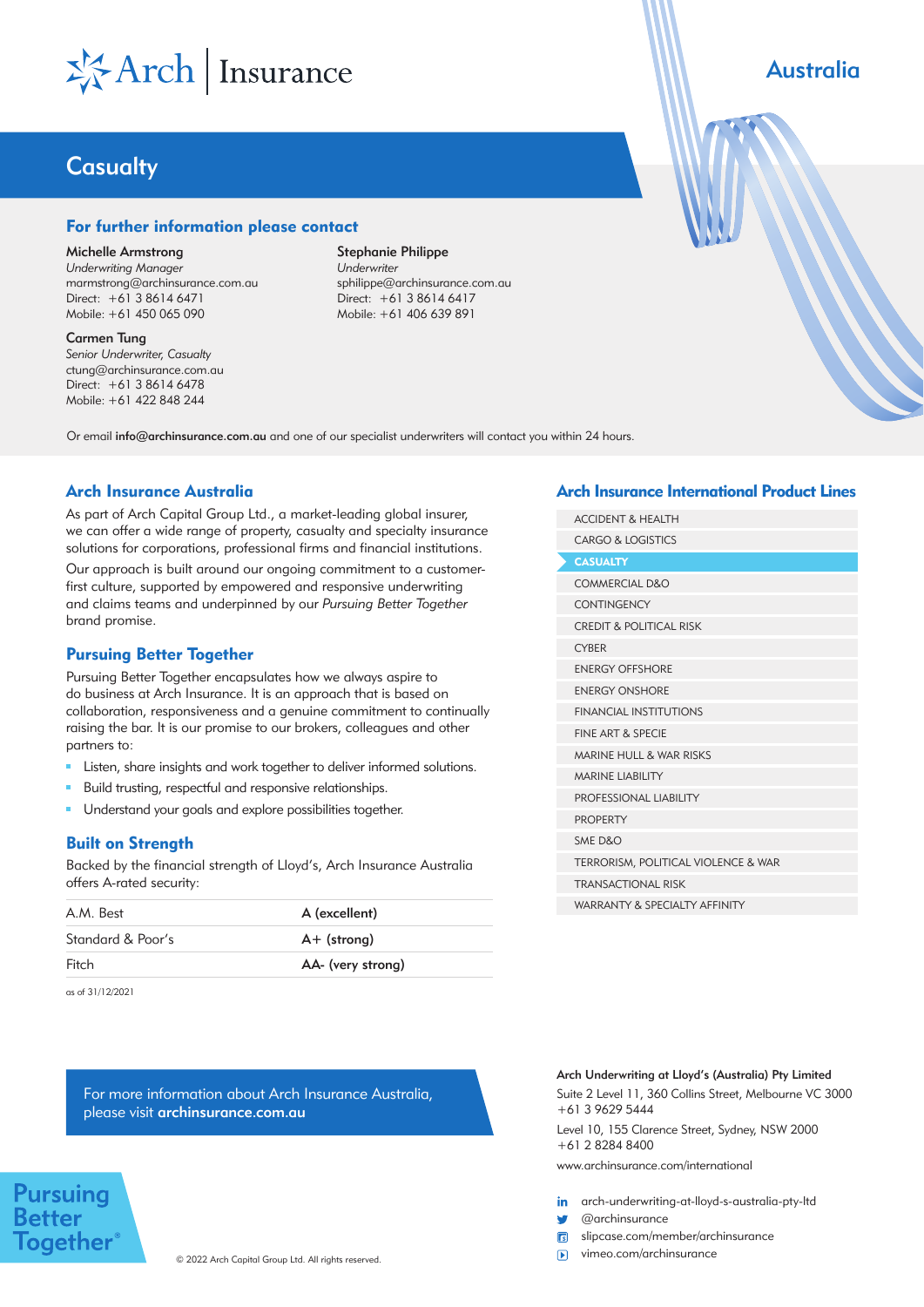Arch | Insurance

Australia

# Casualty

## For further information please contact

**Michelle Armstrong**
*Underwriting Manager*
marmstrong@archinsurance.com.au
Direct: +61 3 8614 6471
Mobile: +61 450 065 090

**Stephanie Philippe**
*Underwriter*
sphilippe@archinsurance.com.au
Direct: +61 3 8614 6417
Mobile: +61 406 639 891

**Carmen Tung**
*Senior Underwriter, Casualty*
ctung@archinsurance.com.au
Direct: +61 3 8614 6478
Mobile: +61 422 848 244

Or email **info@archinsurance.com.au** and one of our specialist underwriters will contact you within 24 hours.

## Arch Insurance Australia

As part of Arch Capital Group Ltd., a market-leading global insurer, we can offer a wide range of property, casualty and specialty insurance solutions for corporations, professional firms and financial institutions.

Our approach is built around our ongoing commitment to a customer-first culture, supported by empowered and responsive underwriting and claims teams and underpinned by our *Pursuing Better Together* brand promise.

## Pursuing Better Together

Pursuing Better Together encapsulates how we always aspire to do business at Arch Insurance. It is an approach that is based on collaboration, responsiveness and a genuine commitment to continually raising the bar. It is our promise to our brokers, colleagues and other partners to:

- Listen, share insights and work together to deliver informed solutions.
- Build trusting, respectful and responsive relationships.
- Understand your goals and explore possibilities together.

## Built on Strength

Backed by the financial strength of Lloyd's, Arch Insurance Australia offers A-rated security:

| | |
|---|---|
| A.M. Best | **A (excellent)** |
| Standard & Poor's | **A+ (strong)** |
| Fitch | **AA- (very strong)** |

as of 31/12/2021

## Arch Insurance International Product Lines

- ACCIDENT & HEALTH
- CARGO & LOGISTICS
- **CASUALTY**
- COMMERCIAL D&O
- CONTINGENCY
- CREDIT & POLITICAL RISK
- CYBER
- ENERGY OFFSHORE
- ENERGY ONSHORE
- FINANCIAL INSTITUTIONS
- FINE ART & SPECIE
- MARINE HULL & WAR RISKS
- MARINE LIABILITY
- PROFESSIONAL LIABILITY
- PROPERTY
- SME D&O
- TERRORISM, POLITICAL VIOLENCE & WAR
- TRANSACTIONAL RISK
- WARRANTY & SPECIALTY AFFINITY

For more information about Arch Insurance Australia, please visit **archinsurance.com.au**

**Arch Underwriting at Lloyd's (Australia) Pty Limited**
Suite 2 Level 11, 360 Collins Street, Melbourne VC 3000
+61 3 9629 5444

Level 10, 155 Clarence Street, Sydney, NSW 2000
+61 2 8284 8400

www.archinsurance.com/international

- arch-underwriting-at-lloyd-s-australia-pty-ltd
- @archinsurance
- slipcase.com/member/archinsurance
- vimeo.com/archinsurance

Pursuing Better Together®

© 2022 Arch Capital Group Ltd. All rights reserved.